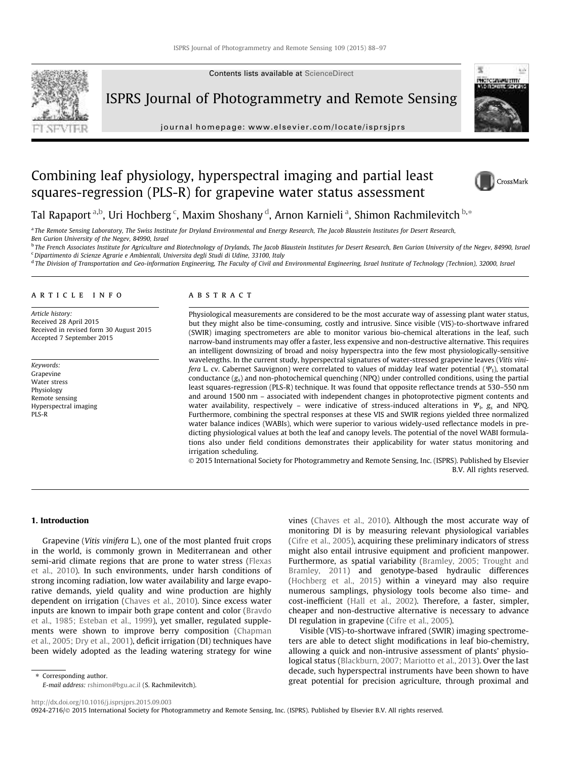# Combining leaf physiology, hyperspectral imaging and partial least squares-regression (PLS-R) for grapevine water status assessment

Tal Rapaport [a,b], Uri Hochberg [c], Maxim Shoshany [d], Arnon Karnieli [a], Shimon Rachmilevitch [b,*]

[a] The Remote Sensing Laboratory, The Swiss Institute for Dryland Environmental and Energy Research, The Jacob Blaustein Institutes for Desert Research, Ben Gurion University of the Negev, 84990, Israel

[b] The French Associates Institute for Agriculture and Biotechnology of Drylands, The Jacob Blaustein Institutes for Desert Research, Ben Gurion University of the Negev, 84990, Israel

[c] Dipartimento di Scienze Agrarie e Ambientali, Universita degli Studi di Udine, 33100, Italy

[d] The Division of Transportation and Geo-information Engineering, The Faculty of Civil and Environmental Engineering, Israel Institute of Technology (Technion), 32000, Israel

## ARTICLE INFO

*Article history:*
Received 28 April 2015
Received in revised form 30 August 2015
Accepted 7 September 2015

*Keywords:*
Grapevine
Water stress
Physiology
Remote sensing
Hyperspectral imaging
PLS-R

## ABSTRACT

Physiological measurements are considered to be the most accurate way of assessing plant water status, but they might also be time-consuming, costly and intrusive. Since visible (VIS)-to-shortwave infrared (SWIR) imaging spectrometers are able to monitor various bio-chemical alterations in the leaf, such narrow-band instruments may offer a faster, less expensive and non-destructive alternative. This requires an intelligent downsizing of broad and noisy hyperspectra into the few most physiologically-sensitive wavelengths. In the current study, hyperspectral signatures of water-stressed grapevine leaves (*Vitis vinifera* L. cv. Cabernet Sauvignon) were correlated to values of midday leaf water potential ($\Psi_l$), stomatal conductance ($g_s$) and non-photochemical quenching (NPQ) under controlled conditions, using the partial least squares-regression (PLS-R) technique. It was found that opposite reflectance trends at 530–550 nm and around 1500 nm – associated with independent changes in photoprotective pigment contents and water availability, respectively – were indicative of stress-induced alterations in $\Psi_l$, $g_s$ and NPQ. Furthermore, combining the spectral responses at these VIS and SWIR regions yielded three normalized water balance indices (WABIs), which were superior to various widely-used reflectance models in predicting physiological values at both the leaf and canopy levels. The potential of the novel WABI formulations also under field conditions demonstrates their applicability for water status monitoring and irrigation scheduling.

© 2015 International Society for Photogrammetry and Remote Sensing, Inc. (ISPRS). Published by Elsevier B.V. All rights reserved.

## 1. Introduction

Grapevine (*Vitis vinifera* L.), one of the most planted fruit crops in the world, is commonly grown in Mediterranean and other semi-arid climate regions that are prone to water stress (Flexas et al., 2010). In such environments, under harsh conditions of strong incoming radiation, low water availability and large evaporative demands, yield quality and wine production are highly dependent on irrigation (Chaves et al., 2010). Since excess water inputs are known to impair both grape content and color (Bravdo et al., 1985; Esteban et al., 1999), yet smaller, regulated supplements were shown to improve berry composition (Chapman et al., 2005; Dry et al., 2001), deficit irrigation (DI) techniques have been widely adopted as the leading watering strategy for wine vines (Chaves et al., 2010). Although the most accurate way of monitoring DI is by measuring relevant physiological variables (Cifre et al., 2005), acquiring these preliminary indicators of stress might also entail intrusive equipment and proficient manpower. Furthermore, as spatial variability (Bramley, 2005; Trought and Bramley, 2011) and genotype-based hydraulic differences (Hochberg et al., 2015) within a vineyard may also require numerous samplings, physiology tools become also time- and cost-inefficient (Hall et al., 2002). Therefore, a faster, simpler, cheaper and non-destructive alternative is necessary to advance DI regulation in grapevine (Cifre et al., 2005).

Visible (VIS)-to-shortwave infrared (SWIR) imaging spectrometers are able to detect slight modifications in leaf bio-chemistry, allowing a quick and non-intrusive assessment of plants' physiological status (Blackburn, 2007; Mariotto et al., 2013). Over the last decade, such hyperspectral instruments have been shown to have great potential for precision agriculture, through proximal and

* Corresponding author.
*E-mail address:* rshimon@bgu.ac.il (S. Rachmilevitch).

http://dx.doi.org/10.1016/j.isprsjprs.2015.09.003
0924-2716/© 2015 International Society for Photogrammetry and Remote Sensing, Inc. (ISPRS). Published by Elsevier B.V. All rights reserved.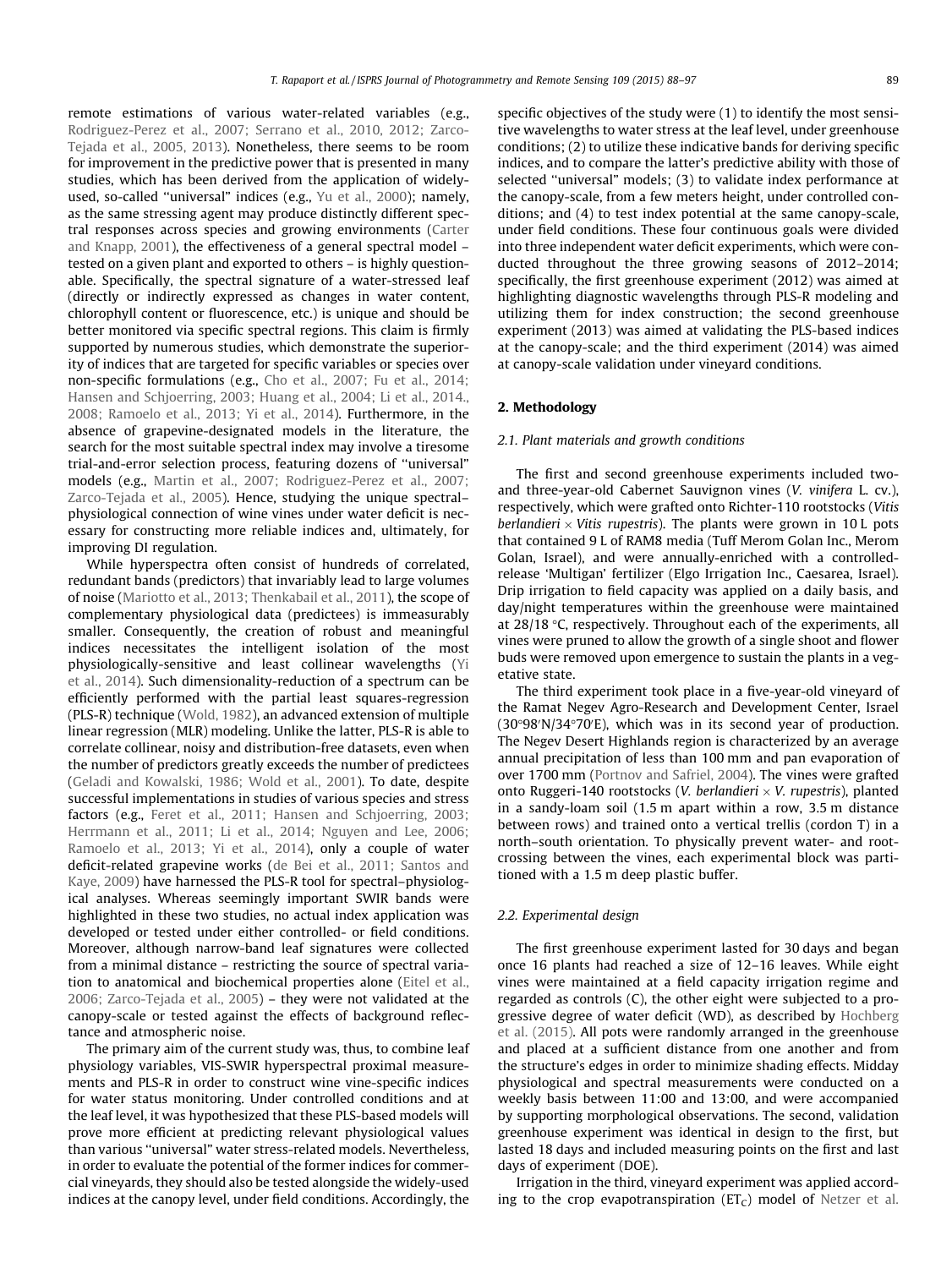remote estimations of various water-related variables (e.g., Rodriguez-Perez et al., 2007; Serrano et al., 2010, 2012; Zarco-Tejada et al., 2005, 2013). Nonetheless, there seems to be room for improvement in the predictive power that is presented in many studies, which has been derived from the application of widely-used, so-called "universal" indices (e.g., Yu et al., 2000); namely, as the same stressing agent may produce distinctly different spectral responses across species and growing environments (Carter and Knapp, 2001), the effectiveness of a general spectral model – tested on a given plant and exported to others – is highly questionable. Specifically, the spectral signature of a water-stressed leaf (directly or indirectly expressed as changes in water content, chlorophyll content or fluorescence, etc.) is unique and should be better monitored via specific spectral regions. This claim is firmly supported by numerous studies, which demonstrate the superiority of indices that are targeted for specific variables or species over non-specific formulations (e.g., Cho et al., 2007; Fu et al., 2014; Hansen and Schjoerring, 2003; Huang et al., 2004; Li et al., 2014., 2008; Ramoelo et al., 2013; Yi et al., 2014). Furthermore, in the absence of grapevine-designated models in the literature, the search for the most suitable spectral index may involve a tiresome trial-and-error selection process, featuring dozens of "universal" models (e.g., Martin et al., 2007; Rodriguez-Perez et al., 2007; Zarco-Tejada et al., 2005). Hence, studying the unique spectral–physiological connection of wine vines under water deficit is necessary for constructing more reliable indices and, ultimately, for improving DI regulation.

While hyperspectra often consist of hundreds of correlated, redundant bands (predictors) that invariably lead to large volumes of noise (Mariotto et al., 2013; Thenkabail et al., 2011), the scope of complementary physiological data (predictees) is immeasurably smaller. Consequently, the creation of robust and meaningful indices necessitates the intelligent isolation of the most physiologically-sensitive and least collinear wavelengths (Yi et al., 2014). Such dimensionality-reduction of a spectrum can be efficiently performed with the partial least squares-regression (PLS-R) technique (Wold, 1982), an advanced extension of multiple linear regression (MLR) modeling. Unlike the latter, PLS-R is able to correlate collinear, noisy and distribution-free datasets, even when the number of predictors greatly exceeds the number of predictees (Geladi and Kowalski, 1986; Wold et al., 2001). To date, despite successful implementations in studies of various species and stress factors (e.g., Feret et al., 2011; Hansen and Schjoerring, 2003; Herrmann et al., 2011; Li et al., 2014; Nguyen and Lee, 2006; Ramoelo et al., 2013; Yi et al., 2014), only a couple of water deficit-related grapevine works (de Bei et al., 2011; Santos and Kaye, 2009) have harnessed the PLS-R tool for spectral–physiological analyses. Whereas seemingly important SWIR bands were highlighted in these two studies, no actual index application was developed or tested under either controlled- or field conditions. Moreover, although narrow-band leaf signatures were collected from a minimal distance – restricting the source of spectral variation to anatomical and biochemical properties alone (Eitel et al., 2006; Zarco-Tejada et al., 2005) – they were not validated at the canopy-scale or tested against the effects of background reflectance and atmospheric noise.

The primary aim of the current study was, thus, to combine leaf physiology variables, VIS-SWIR hyperspectral proximal measurements and PLS-R in order to construct wine vine-specific indices for water status monitoring. Under controlled conditions and at the leaf level, it was hypothesized that these PLS-based models will prove more efficient at predicting relevant physiological values than various "universal" water stress-related models. Nevertheless, in order to evaluate the potential of the former indices for commercial vineyards, they should also be tested alongside the widely-used indices at the canopy level, under field conditions. Accordingly, the specific objectives of the study were (1) to identify the most sensitive wavelengths to water stress at the leaf level, under greenhouse conditions; (2) to utilize these indicative bands for deriving specific indices, and to compare the latter's predictive ability with those of selected "universal" models; (3) to validate index performance at the canopy-scale, from a few meters height, under controlled conditions; and (4) to test index potential at the same canopy-scale, under field conditions. These four continuous goals were divided into three independent water deficit experiments, which were conducted throughout the three growing seasons of 2012–2014; specifically, the first greenhouse experiment (2012) was aimed at highlighting diagnostic wavelengths through PLS-R modeling and utilizing them for index construction; the second greenhouse experiment (2013) was aimed at validating the PLS-based indices at the canopy-scale; and the third experiment (2014) was aimed at canopy-scale validation under vineyard conditions.

## 2. Methodology

### 2.1. Plant materials and growth conditions

The first and second greenhouse experiments included two- and three-year-old Cabernet Sauvignon vines (*V. vinifera* L. cv.), respectively, which were grafted onto Richter-110 rootstocks (*Vitis berlandieri* × *Vitis rupestris*). The plants were grown in 10 L pots that contained 9 L of RAM8 media (Tuff Merom Golan Inc., Merom Golan, Israel), and were annually-enriched with a controlled-release 'Multigan' fertilizer (Elgo Irrigation Inc., Caesarea, Israel). Drip irrigation to field capacity was applied on a daily basis, and day/night temperatures within the greenhouse were maintained at 28/18 °C, respectively. Throughout each of the experiments, all vines were pruned to allow the growth of a single shoot and flower buds were removed upon emergence to sustain the plants in a vegetative state.

The third experiment took place in a five-year-old vineyard of the Ramat Negev Agro-Research and Development Center, Israel (30°98′N/34°70′E), which was in its second year of production. The Negev Desert Highlands region is characterized by an average annual precipitation of less than 100 mm and pan evaporation of over 1700 mm (Portnov and Safriel, 2004). The vines were grafted onto Ruggeri-140 rootstocks (*V. berlandieri* × *V. rupestris*), planted in a sandy-loam soil (1.5 m apart within a row, 3.5 m distance between rows) and trained onto a vertical trellis (cordon T) in a north–south orientation. To physically prevent water- and root-crossing between the vines, each experimental block was partitioned with a 1.5 m deep plastic buffer.

### 2.2. Experimental design

The first greenhouse experiment lasted for 30 days and began once 16 plants had reached a size of 12–16 leaves. While eight vines were maintained at a field capacity irrigation regime and regarded as controls (C), the other eight were subjected to a progressive degree of water deficit (WD), as described by Hochberg et al. (2015). All pots were randomly arranged in the greenhouse and placed at a sufficient distance from one another and from the structure's edges in order to minimize shading effects. Midday physiological and spectral measurements were conducted on a weekly basis between 11:00 and 13:00, and were accompanied by supporting morphological observations. The second, validation greenhouse experiment was identical in design to the first, but lasted 18 days and included measuring points on the first and last days of experiment (DOE).

Irrigation in the third, vineyard experiment was applied according to the crop evapotranspiration ($ET_C$) model of Netzer et al.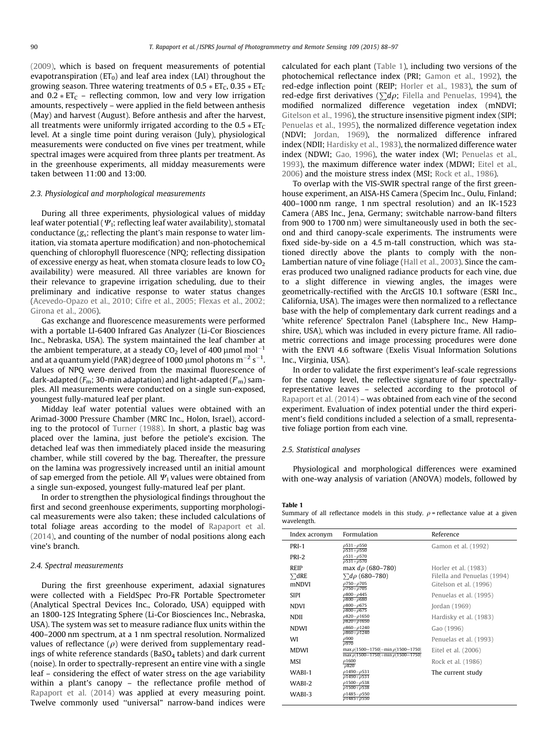(2009), which is based on frequent measurements of potential evapotranspiration ($ET_0$) and leaf area index (LAI) throughout the growing season. Three watering treatments of $0.5 * ET_C$, $0.35 * ET_C$ and $0.2 * ET_C$ – reflecting common, low and very low irrigation amounts, respectively – were applied in the field between anthesis (May) and harvest (August). Before anthesis and after the harvest, all treatments were uniformly irrigated according to the $0.5 * ET_C$ level. At a single time point during veraison (July), physiological measurements were conducted on five vines per treatment, while spectral images were acquired from three plants per treatment. As in the greenhouse experiments, all midday measurements were taken between 11:00 and 13:00.

### 2.3. Physiological and morphological measurements

During all three experiments, physiological values of midday leaf water potential ($\Psi_l$; reflecting leaf water availability), stomatal conductance ($g_s$; reflecting the plant's main response to water limitation, via stomata aperture modification) and non-photochemical quenching of chlorophyll fluorescence (NPQ; reflecting dissipation of excessive energy as heat, when stomata closure leads to low $CO_2$ availability) were measured. All three variables are known for their relevance to grapevine irrigation scheduling, due to their preliminary and indicative response to water status changes (Acevedo-Opazo et al., 2010; Cifre et al., 2005; Flexas et al., 2002; Girona et al., 2006).

Gas exchange and fluorescence measurements were performed with a portable LI-6400 Infrared Gas Analyzer (Li-Cor Biosciences Inc., Nebraska, USA). The system maintained the leaf chamber at the ambient temperature, at a steady $CO_2$ level of 400 μmol $mol^{-1}$ and at a quantum yield (PAR) degree of 1000 μmol photons $m^{-2}\ s^{-1}$. Values of NPQ were derived from the maximal fluorescence of dark-adapted ($F_m$; 30-min adaptation) and light-adapted ($F'_m$) samples. All measurements were conducted on a single sun-exposed, youngest fully-matured leaf per plant.

Midday leaf water potential values were obtained with an Arimad-3000 Pressure Chamber (MRC Inc., Holon, Israel), according to the protocol of Turner (1988). In short, a plastic bag was placed over the lamina, just before the petiole's excision. The detached leaf was then immediately placed inside the measuring chamber, while still covered by the bag. Thereafter, the pressure on the lamina was progressively increased until an initial amount of sap emerged from the petiole. All $\Psi_l$ values were obtained from a single sun-exposed, youngest fully-matured leaf per plant.

In order to strengthen the physiological findings throughout the first and second greenhouse experiments, supporting morphological measurements were also taken; these included calculations of total foliage areas according to the model of Rapaport et al. (2014), and counting of the number of nodal positions along each vine's branch.

### 2.4. Spectral measurements

During the first greenhouse experiment, adaxial signatures were collected with a FieldSpec Pro-FR Portable Spectrometer (Analytical Spectral Devices Inc., Colorado, USA) equipped with an 1800-12S Integrating Sphere (Li-Cor Biosciences Inc., Nebraska, USA). The system was set to measure radiance flux units within the 400–2000 nm spectrum, at a 1 nm spectral resolution. Normalized values of reflectance ($\rho$) were derived from supplementary readings of white reference standards ($BaSO_4$ tablets) and dark current (noise). In order to spectrally-represent an entire vine with a single leaf – considering the effect of water stress on the age variability within a plant's canopy – the reflectance profile method of Rapaport et al. (2014) was applied at every measuring point. Twelve commonly used "universal" narrow-band indices were calculated for each plant (Table 1), including two versions of the photochemical reflectance index (PRI; Gamon et al., 1992), the red-edge inflection point (REIP; Horler et al., 1983), the sum of red-edge first derivatives ($\sum d\rho$; Filella and Penuelas, 1994), the modified normalized difference vegetation index (mNDVI; Gitelson et al., 1996), the structure insensitive pigment index (SIPI; Penuelas et al., 1995), the normalized difference vegetation index (NDVI; Jordan, 1969), the normalized difference infrared index (NDII; Hardisky et al., 1983), the normalized difference water index (NDWI; Gao, 1996), the water index (WI; Penuelas et al., 1993), the maximum difference water index (MDWI; Eitel et al., 2006) and the moisture stress index (MSI; Rock et al., 1986).

To overlap with the VIS-SWIR spectral range of the first greenhouse experiment, an AISA-HS Camera (Specim Inc., Oulu, Finland; 400–1000 nm range, 1 nm spectral resolution) and an IK-1523 Camera (ABS Inc., Jena, Germany; switchable narrow-band filters from 900 to 1700 nm) were simultaneously used in both the second and third canopy-scale experiments. The instruments were fixed side-by-side on a 4.5 m-tall construction, which was stationed directly above the plants to comply with the non-Lambertian nature of vine foliage (Hall et al., 2003). Since the cameras produced two unaligned radiance products for each vine, due to a slight difference in viewing angles, the images were geometrically-rectified with the ArcGIS 10.1 software (ESRI Inc., California, USA). The images were then normalized to a reflectance base with the help of complementary dark current readings and a 'white reference' Spectralon Panel (Labsphere Inc., New Hampshire, USA), which was included in every picture frame. All radiometric corrections and image processing procedures were done with the ENVI 4.6 software (Exelis Visual Information Solutions Inc., Virginia, USA).

In order to validate the first experiment's leaf-scale regressions for the canopy level, the reflective signature of four spectrally-representative leaves – selected according to the protocol of Rapaport et al. (2014) – was obtained from each vine of the second experiment. Evaluation of index potential under the third experiment's field conditions included a selection of a small, representative foliage portion from each vine.

### 2.5. Statistical analyses

Physiological and morphological differences were examined with one-way analysis of variation (ANOVA) models, followed by

**Table 1**
Summary of all reflectance models in this study. $\rho$ = reflectance value at a given wavelength.

| Index acronym | Formulation | Reference |
|---|---|---|
| PRI-1 | $\frac{\rho531-\rho550}{\rho531+\rho550}$ | Gamon et al. (1992) |
| PRI-2 | $\frac{\rho531-\rho570}{\rho531+\rho570}$ | |
| REIP | $\max d\rho\ (680–780)$ | Horler et al. (1983) |
| $\sum$dRE | $\sum d\rho\ (680–780)$ | Filella and Penuelas (1994) |
| mNDVI | $\frac{\rho750-\rho705}{\rho750+\rho705}$ | Gitelson et al. (1996) |
| SIPI | $\frac{\rho800-\rho445}{\rho800-\rho680}$ | Penuelas et al. (1995) |
| NDVI | $\frac{\rho800-\rho675}{\rho800+\rho675}$ | Jordan (1969) |
| NDII | $\frac{\rho820-\rho1650}{\rho820+\rho1650}$ | Hardisky et al. (1983) |
| NDWI | $\frac{\rho860-\rho1240}{\rho860+\rho1240}$ | Gao (1996) |
| WI | $\frac{\rho900}{\rho970}$ | Penuelas et al. (1993) |
| MDWI | $\frac{\max\rho[1500-1750]-\min\rho[1500-1750]}{\max\rho[1500-1750]+\min\rho[1500-1750]}$ | Eitel et al. (2006) |
| MSI | $\frac{\rho1600}{\rho820}$ | Rock et al. (1986) |
| WABI-1 | $\frac{\rho1490-\rho531}{\rho1490+\rho531}$ | The current study |
| WABI-2 | $\frac{\rho1500-\rho538}{\rho1500+\rho538}$ | |
| WABI-3 | $\frac{\rho1485-\rho550}{\rho1485+\rho550}$ | |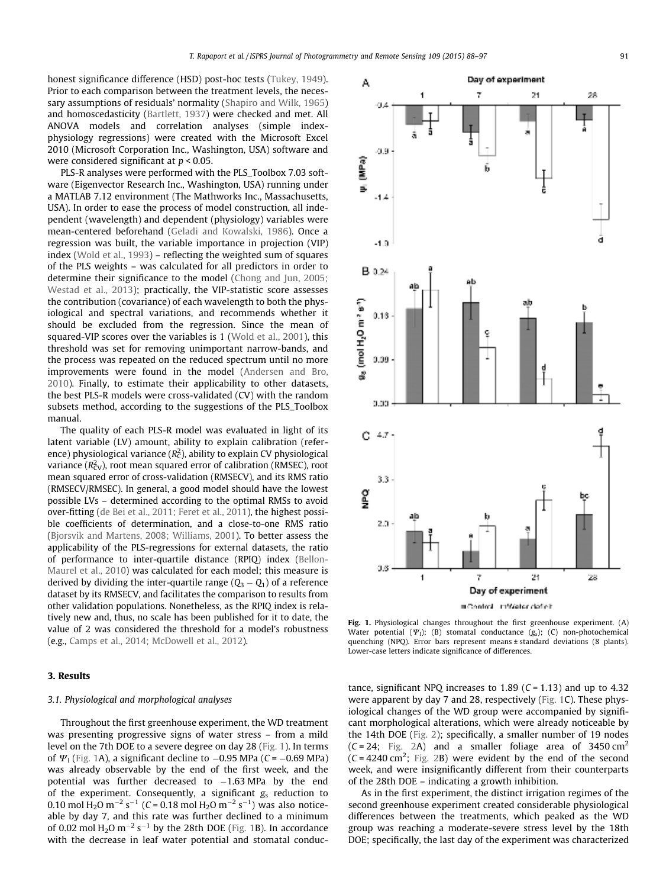honest significance difference (HSD) post-hoc tests (Tukey, 1949). Prior to each comparison between the treatment levels, the necessary assumptions of residuals' normality (Shapiro and Wilk, 1965) and homoscedasticity (Bartlett, 1937) were checked and met. All ANOVA models and correlation analyses (simple index-physiology regressions) were created with the Microsoft Excel 2010 (Microsoft Corporation Inc., Washington, USA) software and were considered significant at $p < 0.05$.

PLS-R analyses were performed with the PLS_Toolbox 7.03 software (Eigenvector Research Inc., Washington, USA) running under a MATLAB 7.12 environment (The Mathworks Inc., Massachusetts, USA). In order to ease the process of model construction, all independent (wavelength) and dependent (physiology) variables were mean-centered beforehand (Geladi and Kowalski, 1986). Once a regression was built, the variable importance in projection (VIP) index (Wold et al., 1993) – reflecting the weighted sum of squares of the PLS weights – was calculated for all predictors in order to determine their significance to the model (Chong and Jun, 2005; Westad et al., 2013); practically, the VIP-statistic score assesses the contribution (covariance) of each wavelength to both the physiological and spectral variations, and recommends whether it should be excluded from the regression. Since the mean of squared-VIP scores over the variables is 1 (Wold et al., 2001), this threshold was set for removing unimportant narrow-bands, and the process was repeated on the reduced spectrum until no more improvements were found in the model (Andersen and Bro, 2010). Finally, to estimate their applicability to other datasets, the best PLS-R models were cross-validated (CV) with the random subsets method, according to the suggestions of the PLS_Toolbox manual.

The quality of each PLS-R model was evaluated in light of its latent variable (LV) amount, ability to explain calibration (reference) physiological variance ($R^2_C$), ability to explain CV physiological variance ($R^2_{CV}$), root mean squared error of calibration (RMSEC), root mean squared error of cross-validation (RMSECV), and its RMS ratio (RMSECV/RMSEC). In general, a good model should have the lowest possible LVs – determined according to the optimal RMSs to avoid over-fitting (de Bei et al., 2011; Feret et al., 2011), the highest possible coefficients of determination, and a close-to-one RMS ratio (Bjorsvik and Martens, 2008; Williams, 2001). To better assess the applicability of the PLS-regressions for external datasets, the ratio of performance to inter-quartile distance (RPIQ) index (Bellon-Maurel et al., 2010) was calculated for each model; this measure is derived by dividing the inter-quartile range ($Q_3 - Q_1$) of a reference dataset by its RMSECV, and facilitates the comparison to results from other validation populations. Nonetheless, as the RPIQ index is relatively new and, thus, no scale has been published for it to date, the value of 2 was considered the threshold for a model's robustness (e.g., Camps et al., 2014; McDowell et al., 2012).

Fig. 1. Physiological changes throughout the first greenhouse experiment. (A) Water potential ($\Psi_l$); (B) stomatal conductance ($g_s$); (C) non-photochemical quenching (NPQ). Error bars represent means ± standard deviations (8 plants). Lower-case letters indicate significance of differences.

## 3. Results

### 3.1. Physiological and morphological analyses

Throughout the first greenhouse experiment, the WD treatment was presenting progressive signs of water stress – from a mild level on the 7th DOE to a severe degree on day 28 (Fig. 1). In terms of $\Psi_l$ (Fig. 1A), a significant decline to −0.95 MPa ($C = -0.69$ MPa) was already observable by the end of the first week, and the potential was further decreased to −1.63 MPa by the end of the experiment. Consequently, a significant $g_s$ reduction to 0.10 mol $H_2O$ $m^{-2}$ $s^{-1}$ ($C = 0.18$ mol $H_2O$ $m^{-2}$ $s^{-1}$) was also noticeable by day 7, and this rate was further declined to a minimum of 0.02 mol $H_2O$ $m^{-2}$ $s^{-1}$ by the 28th DOE (Fig. 1B). In accordance with the decrease in leaf water potential and stomatal conductance, significant NPQ increases to 1.89 ($C = 1.13$) and up to 4.32 were apparent by day 7 and 28, respectively (Fig. 1C). These physiological changes of the WD group were accompanied by significant morphological alterations, which were already noticeable by the 14th DOE (Fig. 2); specifically, a smaller number of 19 nodes ($C = 24$; Fig. 2A) and a smaller foliage area of 3450 $cm^2$ ($C = 4240$ $cm^2$; Fig. 2B) were evident by the end of the second week, and were insignificantly different from their counterparts of the 28th DOE – indicating a growth inhibition.

As in the first experiment, the distinct irrigation regimes of the second greenhouse experiment created considerable physiological differences between the treatments, which peaked as the WD group was reaching a moderate-severe stress level by the 18th DOE; specifically, the last day of the experiment was characterized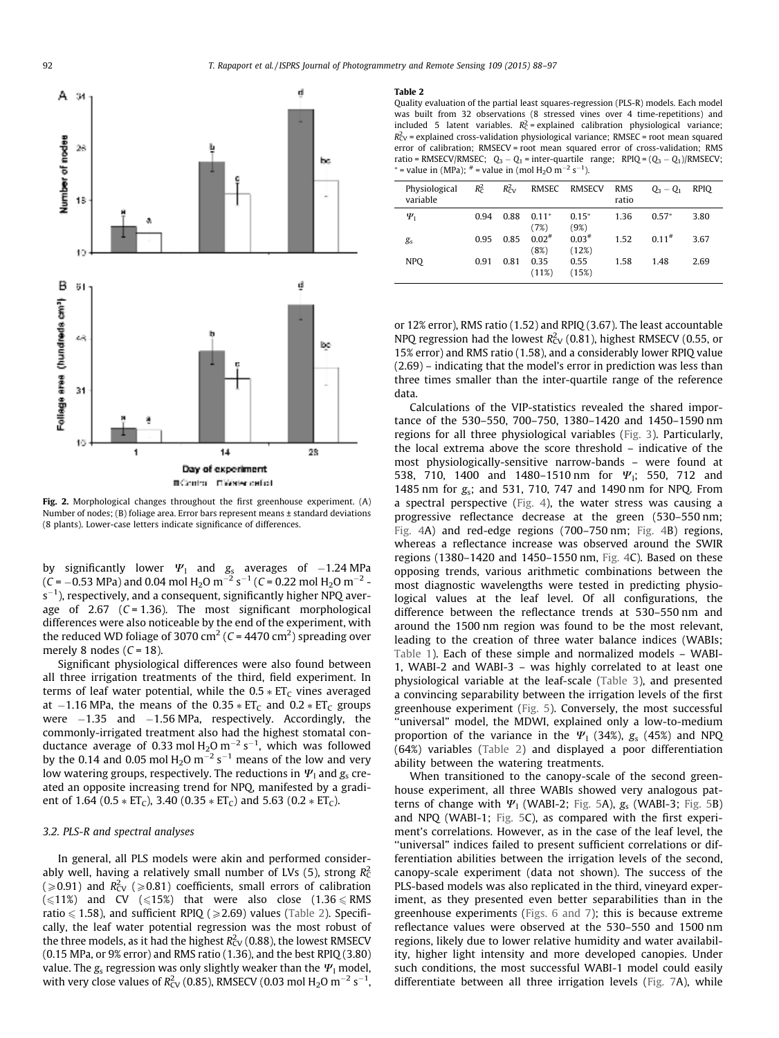Fig. 2. Morphological changes throughout the first greenhouse experiment. (A) Number of nodes; (B) foliage area. Error bars represent means ± standard deviations (8 plants). Lower-case letters indicate significance of differences.

by significantly lower $\Psi_l$ and $g_s$ averages of −1.24 MPa ($C$ = −0.53 MPa) and 0.04 mol $H_2O$ $m^{-2}$ $s^{-1}$ ($C$ = 0.22 mol $H_2O$ $m^{-2}$ $s^{-1}$), respectively, and a consequent, significantly higher NPQ average of 2.67 ($C$ = 1.36). The most significant morphological differences were also noticeable by the end of the experiment, with the reduced WD foliage of 3070 $cm^2$ ($C$ = 4470 $cm^2$) spreading over merely 8 nodes ($C$ = 18).

Significant physiological differences were also found between all three irrigation treatments of the third, field experiment. In terms of leaf water potential, while the $0.5 * ET_C$ vines averaged at −1.16 MPa, the means of the $0.35 * ET_C$ and $0.2 * ET_C$ groups were −1.35 and −1.56 MPa, respectively. Accordingly, the commonly-irrigated treatment also had the highest stomatal conductance average of 0.33 mol $H_2O$ $m^{-2}$ $s^{-1}$, which was followed by the 0.14 and 0.05 mol $H_2O$ $m^{-2}$ $s^{-1}$ means of the low and very low watering groups, respectively. The reductions in $\Psi_l$ and $g_s$ created an opposite increasing trend for NPQ, manifested by a gradient of 1.64 ($0.5 * ET_C$), 3.40 ($0.35 * ET_C$) and 5.63 ($0.2 * ET_C$).

### 3.2. PLS-R and spectral analyses

In general, all PLS models were akin and performed considerably well, having a relatively small number of LVs (5), strong $R^2_C$ (⩾0.91) and $R^2_{CV}$ (⩾0.81) coefficients, small errors of calibration (⩽11%) and CV (⩽15%) that were also close (1.36 ⩽ RMS ratio ⩽ 1.58), and sufficient RPIQ (⩾2.69) values (Table 2). Specifically, the leaf water potential regression was the most robust of the three models, as it had the highest $R^2_{CV}$ (0.88), the lowest RMSECV (0.15 MPa, or 9% error) and RMS ratio (1.36), and the best RPIQ (3.80) value. The $g_s$ regression was only slightly weaker than the $\Psi_l$ model, with very close values of $R^2_{CV}$ (0.85), RMSECV (0.03 mol $H_2O$ $m^{-2}$ $s^{-1}$, or 12% error), RMS ratio (1.52) and RPIQ (3.67). The least accountable NPQ regression had the lowest $R^2_{CV}$ (0.81), highest RMSECV (0.55, or 15% error) and RMS ratio (1.58), and a considerably lower RPIQ value (2.69) – indicating that the model's error in prediction was less than three times smaller than the inter-quartile range of the reference data.

**Table 2**
Quality evaluation of the partial least squares-regression (PLS-R) models. Each model was built from 32 observations (8 stressed vines over 4 time-repetitions) and included 5 latent variables. $R^2_C$ = explained calibration physiological variance; $R^2_{CV}$ = explained cross-validation physiological variance; RMSEC = root mean squared error of calibration; RMSECV = root mean squared error of cross-validation; RMS ratio = RMSECV/RMSEC; $Q_3 - Q_1$ = inter-quartile range; RPIQ = $(Q_3 - Q_1)$/RMSECV; * = value in (MPa); # = value in (mol $H_2O$ $m^{-2}$ $s^{-1}$).

| Physiological variable | $R^2_C$ | $R^2_{CV}$ | RMSEC | RMSECV | RMS ratio | $Q_3 - Q_1$ | RPIQ |
|---|---|---|---|---|---|---|---|
| $\Psi_l$ | 0.94 | 0.88 | 0.11* (7%) | 0.15* (9%) | 1.36 | 0.57* | 3.80 |
| $g_s$ | 0.95 | 0.85 | 0.02# (8%) | 0.03# (12%) | 1.52 | 0.11# | 3.67 |
| NPQ | 0.91 | 0.81 | 0.35 (11%) | 0.55 (15%) | 1.58 | 1.48 | 2.69 |

Calculations of the VIP-statistics revealed the shared importance of the 530–550, 700–750, 1380–1420 and 1450–1590 nm regions for all three physiological variables (Fig. 3). Particularly, the local extrema above the score threshold – indicative of the most physiologically-sensitive narrow-bands – were found at 538, 710, 1400 and 1480–1510 nm for $\Psi_l$; 550, 712 and 1485 nm for $g_s$; and 531, 710, 747 and 1490 nm for NPQ. From a spectral perspective (Fig. 4), the water stress was causing a progressive reflectance decrease at the green (530–550 nm; Fig. 4A) and red-edge regions (700–750 nm; Fig. 4B) regions, whereas a reflectance increase was observed around the SWIR regions (1380–1420 and 1450–1550 nm, Fig. 4C). Based on these opposing trends, various arithmetic combinations between the most diagnostic wavelengths were tested in predicting physiological values at the leaf level. Of all configurations, the difference between the reflectance trends at 530–550 nm and around the 1500 nm region was found to be the most relevant, leading to the creation of three water balance indices (WABIs; Table 1). Each of these simple and normalized models – WABI-1, WABI-2 and WABI-3 – was highly correlated to at least one physiological variable at the leaf-scale (Table 3), and presented a convincing separability between the irrigation levels of the first greenhouse experiment (Fig. 5). Conversely, the most successful "universal" model, the MDWI, explained only a low-to-medium proportion of the variance in the $\Psi_l$ (34%), $g_s$ (45%) and NPQ (64%) variables (Table 2) and displayed a poor differentiation ability between the watering treatments.

When transitioned to the canopy-scale of the second greenhouse experiment, all three WABIs showed very analogous patterns of change with $\Psi_l$ (WABI-2; Fig. 5A), $g_s$ (WABI-3; Fig. 5B) and NPQ (WABI-1; Fig. 5C), as compared with the first experiment's correlations. However, as in the case of the leaf level, the "universal" indices failed to present sufficient correlations or differentiation abilities between the irrigation levels of the second, canopy-scale experiment (data not shown). The success of the PLS-based models was also replicated in the third, vineyard experiment, as they presented even better separabilities than in the greenhouse experiments (Figs. 6 and 7); this is because extreme reflectance values were observed at the 530–550 and 1500 nm regions, likely due to lower relative humidity and water availability, higher light intensity and more developed canopies. Under such conditions, the most successful WABI-1 model could easily differentiate between all three irrigation levels (Fig. 7A), while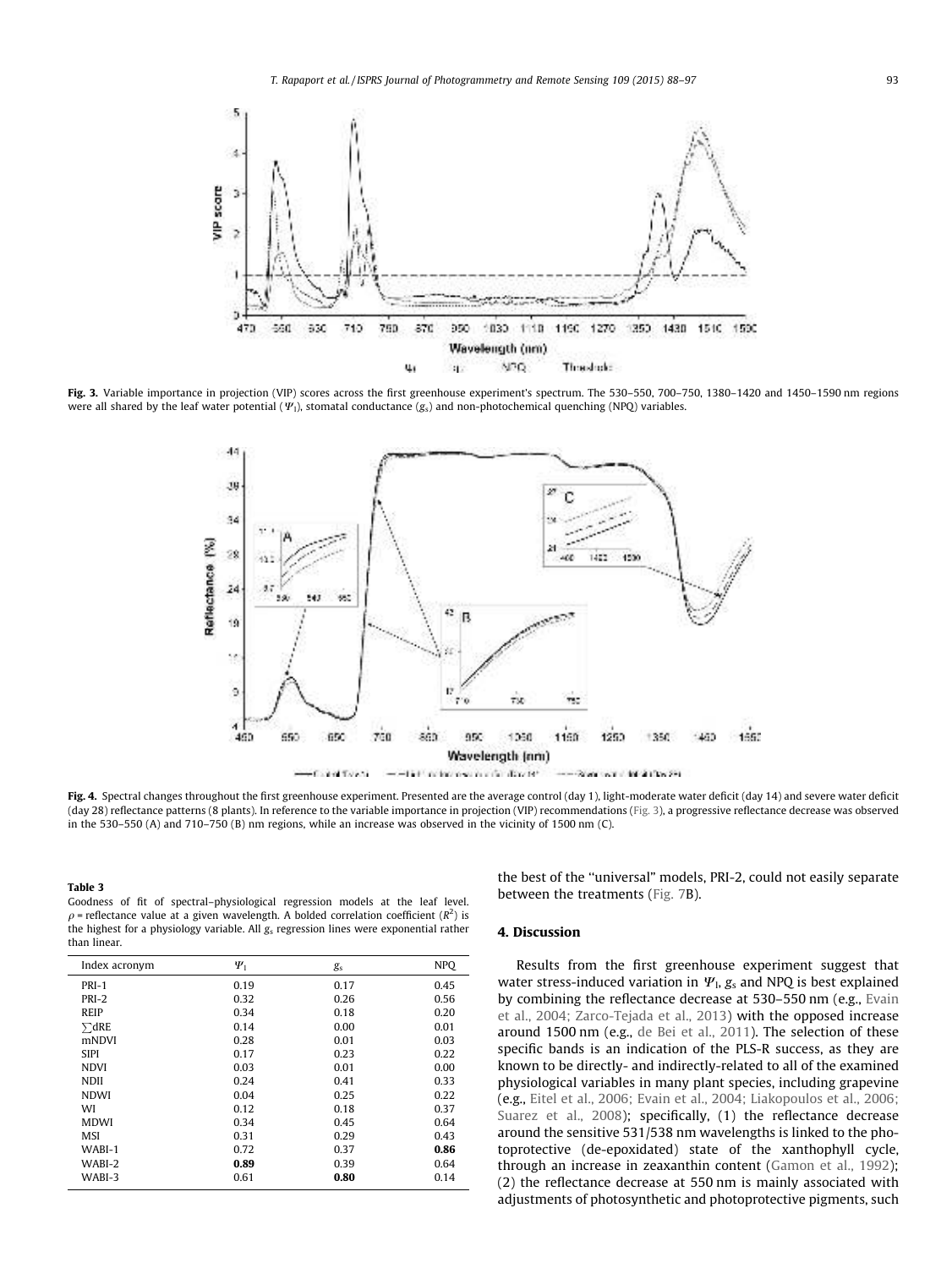**Fig. 3.** Variable importance in projection (VIP) scores across the first greenhouse experiment's spectrum. The 530–550, 700–750, 1380–1420 and 1450–1590 nm regions were all shared by the leaf water potential ($\Psi_l$), stomatal conductance ($g_s$) and non-photochemical quenching (NPQ) variables.

**Fig. 4.** Spectral changes throughout the first greenhouse experiment. Presented are the average control (day 1), light-moderate water deficit (day 14) and severe water deficit (day 28) reflectance patterns (8 plants). In reference to the variable importance in projection (VIP) recommendations (Fig. 3), a progressive reflectance decrease was observed in the 530–550 (A) and 710–750 (B) nm regions, while an increase was observed in the vicinity of 1500 nm (C).

**Table 3**
Goodness of fit of spectral–physiological regression models at the leaf level. $\rho$ = reflectance value at a given wavelength. A bolded correlation coefficient ($R^2$) is the highest for a physiology variable. All $g_s$ regression lines were exponential rather than linear.

| Index acronym | $\Psi_l$ | $g_s$ | NPQ |
|---|---|---|---|
| PRI-1 | 0.19 | 0.17 | 0.45 |
| PRI-2 | 0.32 | 0.26 | 0.56 |
| REIP | 0.34 | 0.18 | 0.20 |
| ∑dRE | 0.14 | 0.00 | 0.01 |
| mNDVI | 0.28 | 0.01 | 0.03 |
| SIPI | 0.17 | 0.23 | 0.22 |
| NDVI | 0.03 | 0.01 | 0.00 |
| NDII | 0.24 | 0.41 | 0.33 |
| NDWI | 0.04 | 0.25 | 0.22 |
| WI | 0.12 | 0.18 | 0.37 |
| MDWI | 0.34 | 0.45 | 0.64 |
| MSI | 0.31 | 0.29 | 0.43 |
| WABI-1 | 0.72 | 0.37 | **0.86** |
| WABI-2 | **0.89** | 0.39 | 0.64 |
| WABI-3 | 0.61 | **0.80** | 0.14 |

the best of the "universal" models, PRI-2, could not easily separate between the treatments (Fig. 7B).

## 4. Discussion

Results from the first greenhouse experiment suggest that water stress-induced variation in $\Psi_l$, $g_s$ and NPQ is best explained by combining the reflectance decrease at 530–550 nm (e.g., Evain et al., 2004; Zarco-Tejada et al., 2013) with the opposed increase around 1500 nm (e.g., de Bei et al., 2011). The selection of these specific bands is an indication of the PLS-R success, as they are known to be directly- and indirectly-related to all of the examined physiological variables in many plant species, including grapevine (e.g., Eitel et al., 2006; Evain et al., 2004; Liakopoulos et al., 2006; Suarez et al., 2008); specifically, (1) the reflectance decrease around the sensitive 531/538 nm wavelengths is linked to the photoprotective (de-epoxidated) state of the xanthophyll cycle, through an increase in zeaxanthin content (Gamon et al., 1992); (2) the reflectance decrease at 550 nm is mainly associated with adjustments of photosynthetic and photoprotective pigments, such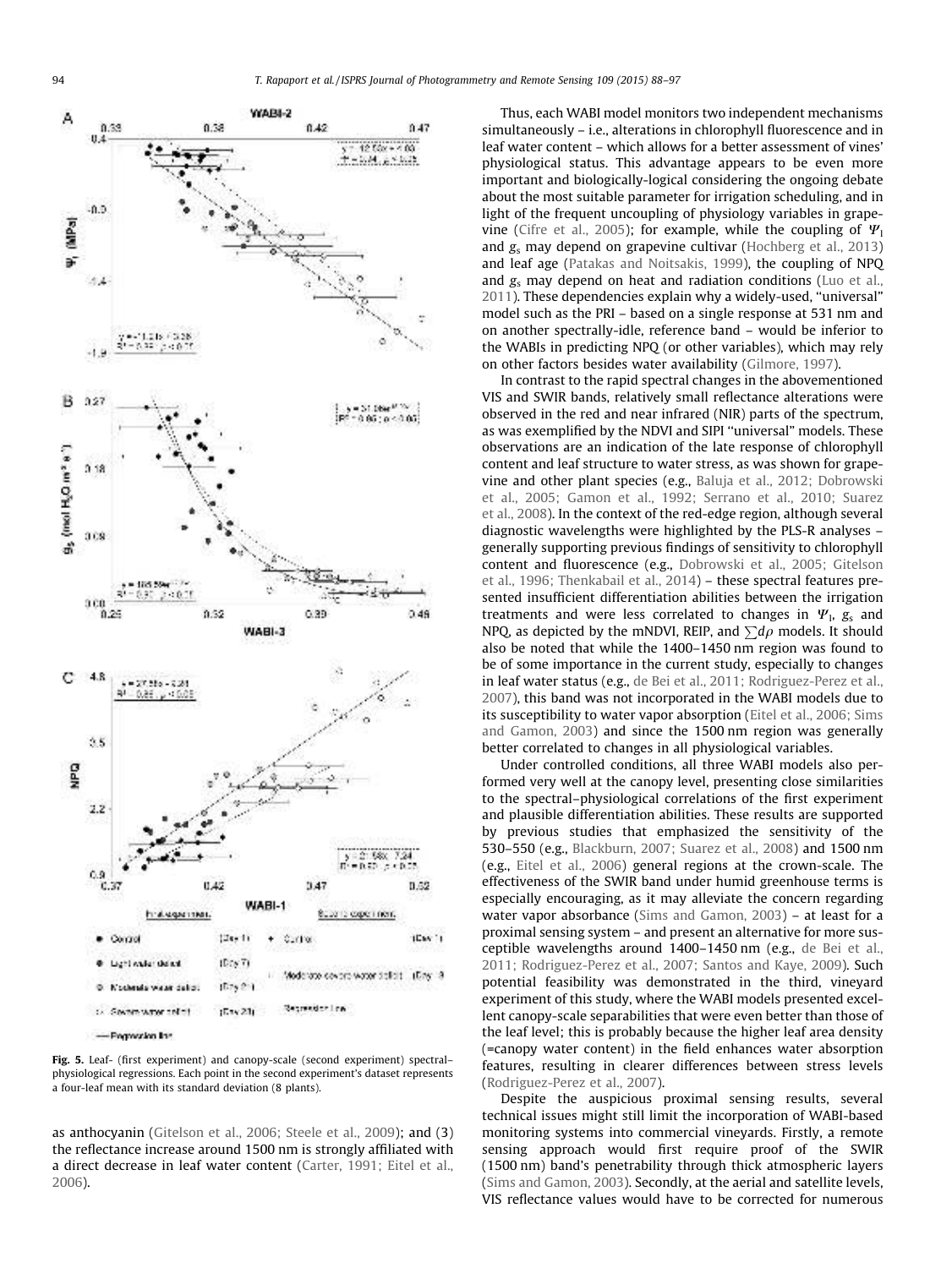Fig. 5. Leaf- (first experiment) and canopy-scale (second experiment) spectral–physiological regressions. Each point in the second experiment's dataset represents a four-leaf mean with its standard deviation (8 plants).

as anthocyanin (Gitelson et al., 2006; Steele et al., 2009); and (3) the reflectance increase around 1500 nm is strongly affiliated with a direct decrease in leaf water content (Carter, 1991; Eitel et al., 2006).

Thus, each WABI model monitors two independent mechanisms simultaneously – i.e., alterations in chlorophyll fluorescence and in leaf water content – which allows for a better assessment of vines' physiological status. This advantage appears to be even more important and biologically-logical considering the ongoing debate about the most suitable parameter for irrigation scheduling, and in light of the frequent uncoupling of physiology variables in grapevine (Cifre et al., 2005); for example, while the coupling of $\Psi_l$ and $g_s$ may depend on grapevine cultivar (Hochberg et al., 2013) and leaf age (Patakas and Noitsakis, 1999), the coupling of NPQ and $g_s$ may depend on heat and radiation conditions (Luo et al., 2011). These dependencies explain why a widely-used, "universal" model such as the PRI – based on a single response at 531 nm and on another spectrally-idle, reference band – would be inferior to the WABIs in predicting NPQ (or other variables), which may rely on other factors besides water availability (Gilmore, 1997).

In contrast to the rapid spectral changes in the abovementioned VIS and SWIR bands, relatively small reflectance alterations were observed in the red and near infrared (NIR) parts of the spectrum, as was exemplified by the NDVI and SIPI "universal" models. These observations are an indication of the late response of chlorophyll content and leaf structure to water stress, as was shown for grapevine and other plant species (e.g., Baluja et al., 2012; Dobrowski et al., 2005; Gamon et al., 1992; Serrano et al., 2010; Suarez et al., 2008). In the context of the red-edge region, although several diagnostic wavelengths were highlighted by the PLS-R analyses – generally supporting previous findings of sensitivity to chlorophyll content and fluorescence (e.g., Dobrowski et al., 2005; Gitelson et al., 1996; Thenkabail et al., 2014) – these spectral features presented insufficient differentiation abilities between the irrigation treatments and were less correlated to changes in $\Psi_l$, $g_s$ and NPQ, as depicted by the mNDVI, REIP, and $\sum d\rho$ models. It should also be noted that while the 1400–1450 nm region was found to be of some importance in the current study, especially to changes in leaf water status (e.g., de Bei et al., 2011; Rodriguez-Perez et al., 2007), this band was not incorporated in the WABI models due to its susceptibility to water vapor absorption (Eitel et al., 2006; Sims and Gamon, 2003) and since the 1500 nm region was generally better correlated to changes in all physiological variables.

Under controlled conditions, all three WABI models also performed very well at the canopy level, presenting close similarities to the spectral–physiological correlations of the first experiment and plausible differentiation abilities. These results are supported by previous studies that emphasized the sensitivity of the 530–550 (e.g., Blackburn, 2007; Suarez et al., 2008) and 1500 nm (e.g., Eitel et al., 2006) general regions at the crown-scale. The effectiveness of the SWIR band under humid greenhouse terms is especially encouraging, as it may alleviate the concern regarding water vapor absorbance (Sims and Gamon, 2003) – at least for a proximal sensing system – and present an alternative for more susceptible wavelengths around 1400–1450 nm (e.g., de Bei et al., 2011; Rodriguez-Perez et al., 2007; Santos and Kaye, 2009). Such potential feasibility was demonstrated in the third, vineyard experiment of this study, where the WABI models presented excellent canopy-scale separabilities that were even better than those of the leaf level; this is probably because the higher leaf area density (=canopy water content) in the field enhances water absorption features, resulting in clearer differences between stress levels (Rodriguez-Perez et al., 2007).

Despite the auspicious proximal sensing results, several technical issues might still limit the incorporation of WABI-based monitoring systems into commercial vineyards. Firstly, a remote sensing approach would first require proof of the SWIR (1500 nm) band's penetrability through thick atmospheric layers (Sims and Gamon, 2003). Secondly, at the aerial and satellite levels, VIS reflectance values would have to be corrected for numerous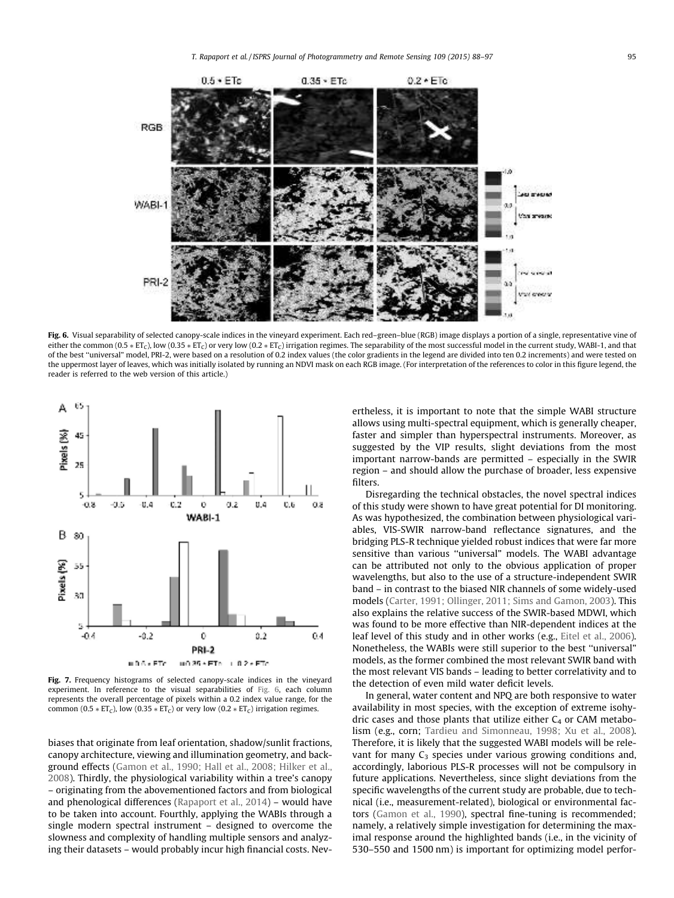**Fig. 6.** Visual separability of selected canopy-scale indices in the vineyard experiment. Each red–green–blue (RGB) image displays a portion of a single, representative vine of either the common ($0.5 * ET_C$), low ($0.35 * ET_C$) or very low ($0.2 * ET_C$) irrigation regimes. The separability of the most successful model in the current study, WABI-1, and that of the best "universal" model, PRI-2, were based on a resolution of 0.2 index values (the color gradients in the legend are divided into ten 0.2 increments) and were tested on the uppermost layer of leaves, which was initially isolated by running an NDVI mask on each RGB image. (For interpretation of the references to color in this figure legend, the reader is referred to the web version of this article.)

**Fig. 7.** Frequency histograms of selected canopy-scale indices in the vineyard experiment. In reference to the visual separabilities of Fig. 6, each column represents the overall percentage of pixels within a 0.2 index value range, for the common ($0.5 * ET_C$), low ($0.35 * ET_C$) or very low ($0.2 * ET_C$) irrigation regimes.

biases that originate from leaf orientation, shadow/sunlit fractions, canopy architecture, viewing and illumination geometry, and background effects (Gamon et al., 1990; Hall et al., 2008; Hilker et al., 2008). Thirdly, the physiological variability within a tree's canopy – originating from the abovementioned factors and from biological and phenological differences (Rapaport et al., 2014) – would have to be taken into account. Fourthly, applying the WABIs through a single modern spectral instrument – designed to overcome the slowness and complexity of handling multiple sensors and analyzing their datasets – would probably incur high financial costs. Nevertheless, it is important to note that the simple WABI structure allows using multi-spectral equipment, which is generally cheaper, faster and simpler than hyperspectral instruments. Moreover, as suggested by the VIP results, slight deviations from the most important narrow-bands are permitted – especially in the SWIR region – and should allow the purchase of broader, less expensive filters.

Disregarding the technical obstacles, the novel spectral indices of this study were shown to have great potential for DI monitoring. As was hypothesized, the combination between physiological variables, VIS-SWIR narrow-band reflectance signatures, and the bridging PLS-R technique yielded robust indices that were far more sensitive than various "universal" models. The WABI advantage can be attributed not only to the obvious application of proper wavelengths, but also to the use of a structure-independent SWIR band – in contrast to the biased NIR channels of some widely-used models (Carter, 1991; Ollinger, 2011; Sims and Gamon, 2003). This also explains the relative success of the SWIR-based MDWI, which was found to be more effective than NIR-dependent indices at the leaf level of this study and in other works (e.g., Eitel et al., 2006). Nonetheless, the WABIs were still superior to the best "universal" models, as the former combined the most relevant SWIR band with the most relevant VIS bands – leading to better correlativity and to the detection of even mild water deficit levels.

In general, water content and NPQ are both responsive to water availability in most species, with the exception of extreme isohydric cases and those plants that utilize either $C_4$ or CAM metabolism (e.g., corn; Tardieu and Simonneau, 1998; Xu et al., 2008). Therefore, it is likely that the suggested WABI models will be relevant for many $C_3$ species under various growing conditions and, accordingly, laborious PLS-R processes will not be compulsory in future applications. Nevertheless, since slight deviations from the specific wavelengths of the current study are probable, due to technical (i.e., measurement-related), biological or environmental factors (Gamon et al., 1990), spectral fine-tuning is recommended; namely, a relatively simple investigation for determining the maximal response around the highlighted bands (i.e., in the vicinity of 530–550 and 1500 nm) is important for optimizing model perfor-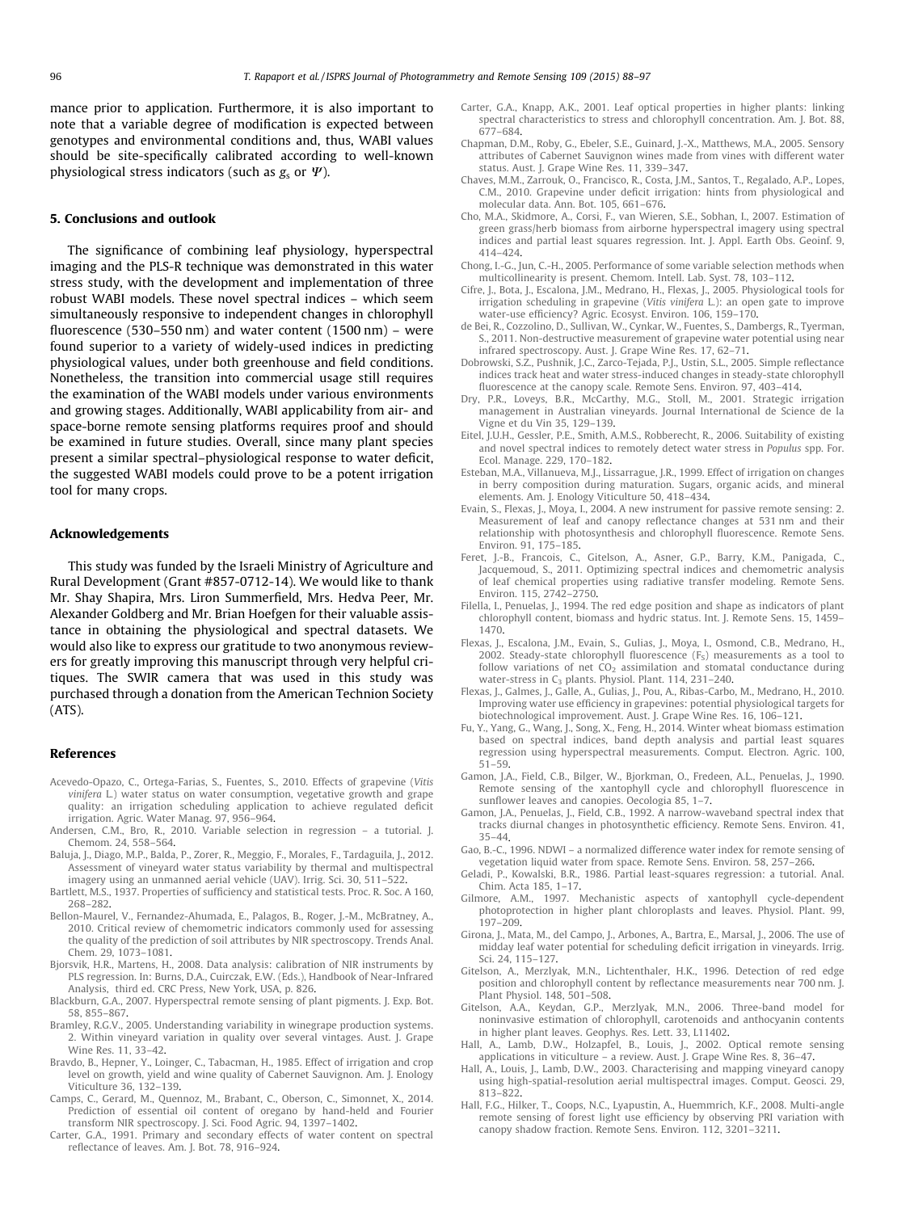mance prior to application. Furthermore, it is also important to note that a variable degree of modification is expected between genotypes and environmental conditions and, thus, WABI values should be site-specifically calibrated according to well-known physiological stress indicators (such as $g_s$ or $\Psi$).

## 5. Conclusions and outlook

The significance of combining leaf physiology, hyperspectral imaging and the PLS-R technique was demonstrated in this water stress study, with the development and implementation of three robust WABI models. These novel spectral indices – which seem simultaneously responsive to independent changes in chlorophyll fluorescence (530–550 nm) and water content (1500 nm) – were found superior to a variety of widely-used indices in predicting physiological values, under both greenhouse and field conditions. Nonetheless, the transition into commercial usage still requires the examination of the WABI models under various environments and growing stages. Additionally, WABI applicability from air- and space-borne remote sensing platforms requires proof and should be examined in future studies. Overall, since many plant species present a similar spectral–physiological response to water deficit, the suggested WABI models could prove to be a potent irrigation tool for many crops.

## Acknowledgements

This study was funded by the Israeli Ministry of Agriculture and Rural Development (Grant #857-0712-14). We would like to thank Mr. Shay Shapira, Mrs. Liron Summerfield, Mrs. Hedva Peer, Mr. Alexander Goldberg and Mr. Brian Hoefgen for their valuable assistance in obtaining the physiological and spectral datasets. We would also like to express our gratitude to two anonymous reviewers for greatly improving this manuscript through very helpful critiques. The SWIR camera that was used in this study was purchased through a donation from the American Technion Society (ATS).

## References

Acevedo-Opazo, C., Ortega-Farias, S., Fuentes, S., 2010. Effects of grapevine (*Vitis vinifera* L.) water status on water consumption, vegetative growth and grape quality: an irrigation scheduling application to achieve regulated deficit irrigation. Agric. Water Manag. 97, 956–964.

Andersen, C.M., Bro, R., 2010. Variable selection in regression – a tutorial. J. Chemom. 24, 558–564.

Baluja, J., Diago, M.P., Balda, P., Zorer, R., Meggio, F., Morales, F., Tardaguila, J., 2012. Assessment of vineyard water status variability by thermal and multispectral imagery using an unmanned aerial vehicle (UAV). Irrig. Sci. 30, 511–522.

Bartlett, M.S., 1937. Properties of sufficiency and statistical tests. Proc. R. Soc. A 160, 268–282.

Bellon-Maurel, V., Fernandez-Ahumada, E., Palagos, B., Roger, J.-M., McBratney, A., 2010. Critical review of chemometric indicators commonly used for assessing the quality of the prediction of soil attributes by NIR spectroscopy. Trends Anal. Chem. 29, 1073–1081.

Bjorsvik, H.R., Martens, H., 2008. Data analysis: calibration of NIR instruments by PLS regression. In: Burns, D.A., Cuirczak, E.W. (Eds.), Handbook of Near-Infrared Analysis, third ed. CRC Press, New York, USA, p. 826.

Blackburn, G.A., 2007. Hyperspectral remote sensing of plant pigments. J. Exp. Bot. 58, 855–867.

Bramley, R.G.V., 2005. Understanding variability in winegrape production systems. 2. Within vineyard variation in quality over several vintages. Aust. J. Grape Wine Res. 11, 33–42.

Bravdo, B., Hepner, Y., Loinger, C., Tabacman, H., 1985. Effect of irrigation and crop level on growth, yield and wine quality of Cabernet Sauvignon. Am. J. Enology Viticulture 36, 132–139.

Camps, C., Gerard, M., Quennoz, M., Brabant, C., Oberson, C., Simonnet, X., 2014. Prediction of essential oil content of oregano by hand-held and Fourier transform NIR spectroscopy. J. Sci. Food Agric. 94, 1397–1402.

Carter, G.A., 1991. Primary and secondary effects of water content on spectral reflectance of leaves. Am. J. Bot. 78, 916–924.

Carter, G.A., Knapp, A.K., 2001. Leaf optical properties in higher plants: linking spectral characteristics to stress and chlorophyll concentration. Am. J. Bot. 88, 677–684.

Chapman, D.M., Roby, G., Ebeler, S.E., Guinard, J.-X., Matthews, M.A., 2005. Sensory attributes of Cabernet Sauvignon wines made from vines with different water status. Aust. J. Grape Wine Res. 11, 339–347.

Chaves, M.M., Zarrouk, O., Francisco, R., Costa, J.M., Santos, T., Regalado, A.P., Lopes, C.M., 2010. Grapevine under deficit irrigation: hints from physiological and molecular data. Ann. Bot. 105, 661–676.

Cho, M.A., Skidmore, A., Corsi, F., van Wieren, S.E., Sobhan, I., 2007. Estimation of green grass/herb biomass from airborne hyperspectral imagery using spectral indices and partial least squares regression. Int. J. Appl. Earth Obs. Geoinf. 9, 414–424.

Chong, I.-G., Jun, C.-H., 2005. Performance of some variable selection methods when multicollinearity is present. Chemom. Intell. Lab. Syst. 78, 103–112.

Cifre, J., Bota, J., Escalona, J.M., Medrano, H., Flexas, J., 2005. Physiological tools for irrigation scheduling in grapevine (*Vitis vinifera* L.): an open gate to improve water-use efficiency? Agric. Ecosyst. Environ. 106, 159–170.

de Bei, R., Cozzolino, D., Sullivan, W., Cynkar, W., Fuentes, S., Dambergs, R., Tyerman, S., 2011. Non-destructive measurement of grapevine water potential using near infrared spectroscopy. Aust. J. Grape Wine Res. 17, 62–71.

Dobrowski, S.Z., Pushnik, J.C., Zarco-Tejada, P.J., Ustin, S.L., 2005. Simple reflectance indices track heat and water stress-induced changes in steady-state chlorophyll fluorescence at the canopy scale. Remote Sens. Environ. 97, 403–414.

Dry, P.R., Loveys, B.R., McCarthy, M.G., Stoll, M., 2001. Strategic irrigation management in Australian vineyards. Journal International de Science de la Vigne et du Vin 35, 129–139.

Eitel, J.U.H., Gessler, P.E., Smith, A.M.S., Robberecht, R., 2006. Suitability of existing and novel spectral indices to remotely detect water stress in *Populus* spp. For. Ecol. Manage. 229, 170–182.

Esteban, M.A., Villanueva, M.J., Lissarrague, J.R., 1999. Effect of irrigation on changes in berry composition during maturation. Sugars, organic acids, and mineral elements. Am. J. Enology Viticulture 50, 418–434.

Evain, S., Flexas, J., Moya, I., 2004. A new instrument for passive remote sensing: 2. Measurement of leaf and canopy reflectance changes at 531 nm and their relationship with photosynthesis and chlorophyll fluorescence. Remote Sens. Environ. 91, 175–185.

Feret, J.-B., Francois, C., Gitelson, A., Asner, G.P., Barry, K.M., Panigada, C., Jacquemoud, S., 2011. Optimizing spectral indices and chemometric analysis of leaf chemical properties using radiative transfer modeling. Remote Sens. Environ. 115, 2742–2750.

Filella, I., Penuelas, J., 1994. The red edge position and shape as indicators of plant chlorophyll content, biomass and hydric status. Int. J. Remote Sens. 15, 1459–1470.

Flexas, J., Escalona, J.M., Evain, S., Gulias, J., Moya, I., Osmond, C.B., Medrano, H., 2002. Steady-state chlorophyll fluorescence ($F_S$) measurements as a tool to follow variations of net $CO_2$ assimilation and stomatal conductance during water-stress in $C_3$ plants. Physiol. Plant. 114, 231–240.

Flexas, J., Galmes, J., Galle, A., Gulias, J., Pou, A., Ribas-Carbo, M., Medrano, H., 2010. Improving water use efficiency in grapevines: potential physiological targets for biotechnological improvement. Aust. J. Grape Wine Res. 16, 106–121.

Fu, Y., Yang, G., Wang, J., Song, X., Feng, H., 2014. Winter wheat biomass estimation based on spectral indices, band depth analysis and partial least squares regression using hyperspectral measurements. Comput. Electron. Agric. 100, 51–59.

Gamon, J.A., Field, C.B., Bilger, W., Bjorkman, O., Fredeen, A.L., Penuelas, J., 1990. Remote sensing of the xantophyll cycle and chlorophyll fluorescence in sunflower leaves and canopies. Oecologia 85, 1–7.

Gamon, J.A., Penuelas, J., Field, C.B., 1992. A narrow-waveband spectral index that tracks diurnal changes in photosynthetic efficiency. Remote Sens. Environ. 41, 35–44.

Gao, B.-C., 1996. NDWI – a normalized difference water index for remote sensing of vegetation liquid water from space. Remote Sens. Environ. 58, 257–266.

Geladi, P., Kowalski, B.R., 1986. Partial least-squares regression: a tutorial. Anal. Chim. Acta 185, 1–17.

Gilmore, A.M., 1997. Mechanistic aspects of xantophyll cycle-dependent photoprotection in higher plant chloroplasts and leaves. Physiol. Plant. 99, 197–209.

Girona, J., Mata, M., del Campo, J., Arbones, A., Bartra, E., Marsal, J., 2006. The use of midday leaf water potential for scheduling deficit irrigation in vineyards. Irrig. Sci. 24, 115–127.

Gitelson, A., Merzlyak, M.N., Lichtenthaler, H.K., 1996. Detection of red edge position and chlorophyll content by reflectance measurements near 700 nm. J. Plant Physiol. 148, 501–508.

Gitelson, A.A., Keydan, G.P., Merzlyak, M.N., 2006. Three-band model for noninvasive estimation of chlorophyll, carotenoids and anthocyanin contents in higher plant leaves. Geophys. Res. Lett. 33, L11402.

Hall, A., Lamb, D.W., Holzapfel, B., Louis, J., 2002. Optical remote sensing applications in viticulture – a review. Aust. J. Grape Wine Res. 8, 36–47.

Hall, A., Louis, J., Lamb, D.W., 2003. Characterising and mapping vineyard canopy using high-spatial-resolution aerial multispectral images. Comput. Geosci. 29, 813–822.

Hall, F.G., Hilker, T., Coops, N.C., Lyapustin, A., Huemmrich, K.F., 2008. Multi-angle remote sensing of forest light use efficiency by observing PRI variation with canopy shadow fraction. Remote Sens. Environ. 112, 3201–3211.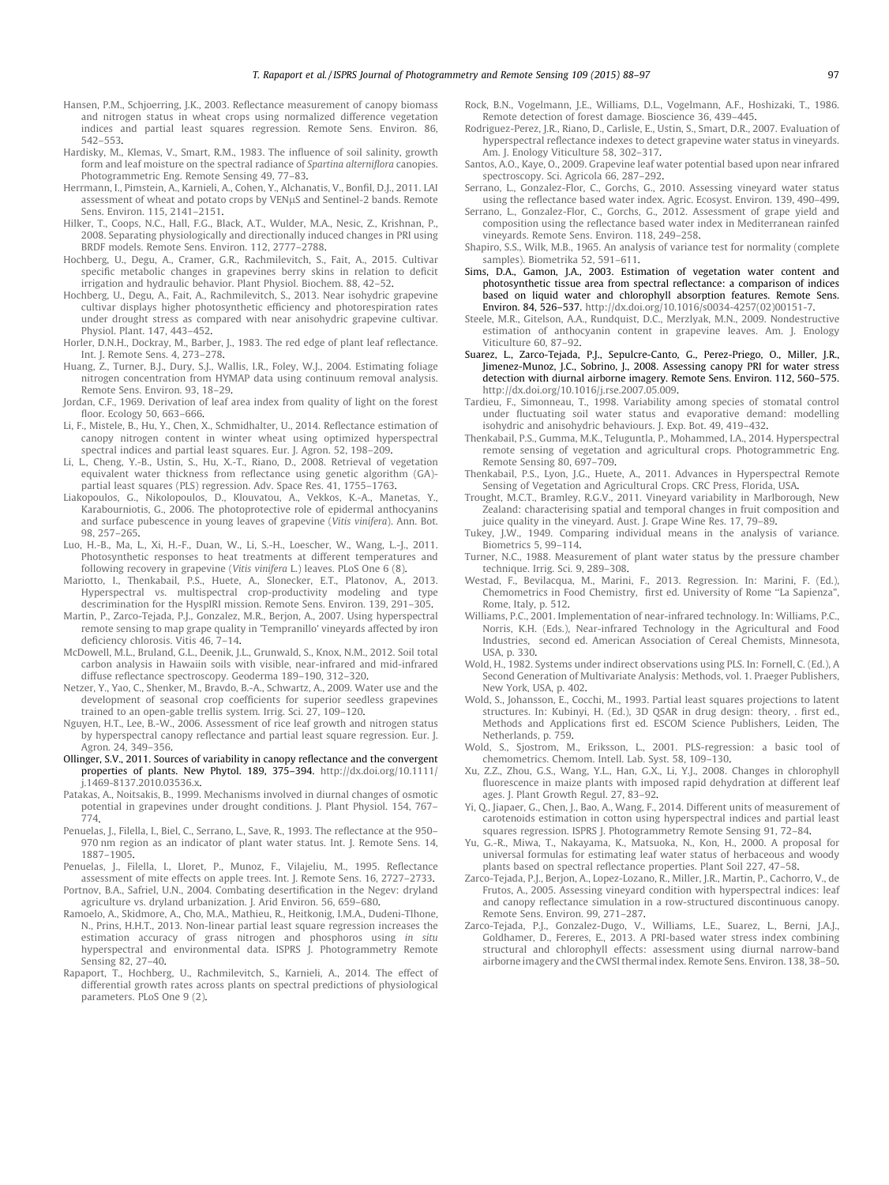Hansen, P.M., Schjoerring, J.K., 2003. Reflectance measurement of canopy biomass and nitrogen status in wheat crops using normalized difference vegetation indices and partial least squares regression. Remote Sens. Environ. 86, 542–553.

Hardisky, M., Klemas, V., Smart, R.M., 1983. The influence of soil salinity, growth form and leaf moisture on the spectral radiance of *Spartina alterniflora* canopies. Photogrammetric Eng. Remote Sensing 49, 77–83.

Herrmann, I., Pimstein, A., Karnieli, A., Cohen, Y., Alchanatis, V., Bonfil, D.J., 2011. LAI assessment of wheat and potato crops by VENμS and Sentinel-2 bands. Remote Sens. Environ. 115, 2141–2151.

Hilker, T., Coops, N.C., Hall, F.G., Black, A.T., Wulder, M.A., Nesic, Z., Krishnan, P., 2008. Separating physiologically and directionally induced changes in PRI using BRDF models. Remote Sens. Environ. 112, 2777–2788.

Hochberg, U., Degu, A., Cramer, G.R., Rachmilevitch, S., Fait, A., 2015. Cultivar specific metabolic changes in grapevines berry skins in relation to deficit irrigation and hydraulic behavior. Plant Physiol. Biochem. 88, 42–52.

Hochberg, U., Degu, A., Fait, A., Rachmilevitch, S., 2013. Near isohydric grapevine cultivar displays higher photosynthetic efficiency and photorespiration rates under drought stress as compared with near anisohydric grapevine cultivar. Physiol. Plant. 147, 443–452.

Horler, D.N.H., Dockray, M., Barber, J., 1983. The red edge of plant leaf reflectance. Int. J. Remote Sens. 4, 273–278.

Huang, Z., Turner, B.J., Dury, S.J., Wallis, I.R., Foley, W.J., 2004. Estimating foliage nitrogen concentration from HYMAP data using continuum removal analysis. Remote Sens. Environ. 93, 18–29.

Jordan, C.F., 1969. Derivation of leaf area index from quality of light on the forest floor. Ecology 50, 663–666.

Li, F., Mistele, B., Hu, Y., Chen, X., Schmidhalter, U., 2014. Reflectance estimation of canopy nitrogen content in winter wheat using optimized hyperspectral spectral indices and partial least squares. Eur. J. Agron. 52, 198–209.

Li, L., Cheng, Y.-B., Ustin, S., Hu, X.-T., Riano, D., 2008. Retrieval of vegetation equivalent water thickness from reflectance using genetic algorithm (GA)-partial least squares (PLS) regression. Adv. Space Res. 41, 1755–1763.

Liakopoulos, G., Nikolopoulos, D., Klouvatou, A., Vekkos, K.-A., Manetas, Y., Karabourniotis, G., 2006. The photoprotective role of epidermal anthocyanins and surface pubescence in young leaves of grapevine (*Vitis vinifera*). Ann. Bot. 98, 257–265.

Luo, H.-B., Ma, L., Xi, H.-F., Duan, W., Li, S.-H., Loescher, W., Wang, L.-J., 2011. Photosynthetic responses to heat treatments at different temperatures and following recovery in grapevine (*Vitis vinifera* L.) leaves. PLoS One 6 (8).

Mariotto, I., Thenkabail, P.S., Huete, A., Slonecker, E.T., Platonov, A., 2013. Hyperspectral vs. multispectral crop-productivity modeling and type descrimination for the HyspIRI mission. Remote Sens. Environ. 139, 291–305.

Martin, P., Zarco-Tejada, P.J., Gonzalez, M.R., Berjon, A., 2007. Using hyperspectral remote sensing to map grape quality in 'Tempranillo' vineyards affected by iron deficiency chlorosis. Vitis 46, 7–14.

McDowell, M.L., Bruland, G.L., Deenik, J.L., Grunwald, S., Knox, N.M., 2012. Soil total carbon analysis in Hawaiin soils with visible, near-infrared and mid-infrared diffuse reflectance spectroscopy. Geoderma 189–190, 312–320.

Netzer, Y., Yao, C., Shenker, M., Bravdo, B.-A., Schwartz, A., 2009. Water use and the development of seasonal crop coefficients for superior seedless grapevines trained to an open-gable trellis system. Irrig. Sci. 27, 109–120.

Nguyen, H.T., Lee, B.-W., 2006. Assessment of rice leaf growth and nitrogen status by hyperspectral canopy reflectance and partial least square regression. Eur. J. Agron. 24, 349–356.

Ollinger, S.V., 2011. Sources of variability in canopy reflectance and the convergent properties of plants. New Phytol. 189, 375–394. http://dx.doi.org/10.1111/j.1469-8137.2010.03536.x.

Patakas, A., Noitsakis, B., 1999. Mechanisms involved in diurnal changes of osmotic potential in grapevines under drought conditions. J. Plant Physiol. 154, 767–774.

Penuelas, J., Filella, I., Biel, C., Serrano, L., Save, R., 1993. The reflectance at the 950–970 nm region as an indicator of plant water status. Int. J. Remote Sens. 14, 1887–1905.

Penuelas, J., Filella, I., Lloret, P., Munoz, F., Vilajeliu, M., 1995. Reflectance assessment of mite effects on apple trees. Int. J. Remote Sens. 16, 2727–2733.

Portnov, B.A., Safriel, U.N., 2004. Combating desertification in the Negev: dryland agriculture vs. dryland urbanization. J. Arid Environ. 56, 659–680.

Ramoelo, A., Skidmore, A.K., Cho, M.A., Mathieu, R., Heitkonig, I.M.A., Dudeni-Tlhone, N., Prins, H.H.T., 2013. Non-linear partial least square regression increases the estimation accuracy of grass nitrogen and phosphoros using *in situ* hyperspectral and environmental data. ISPRS J. Photogrammetry Remote Sensing 82, 27–40.

Rapaport, T., Hochberg, U., Rachmilevitch, S., Karnieli, A., 2014. The effect of differential growth rates across plants on spectral predictions of physiological parameters. PLoS One 9 (2).

Rock, B.N., Vogelmann, J.E., Williams, D.L., Vogelmann, A.F., Hoshizaki, T., 1986. Remote detection of forest damage. Bioscience 36, 439–445.

Rodriguez-Perez, J.R., Riano, D., Carlisle, E., Ustin, S., Smart, D.R., 2007. Evaluation of hyperspectral reflectance indexes to detect grapevine water status in vineyards. Am. J. Enology Viticulture 58, 302–317.

Santos, A.O., Kaye, O., 2009. Grapevine leaf water potential based upon near infrared spectroscopy. Sci. Agricola 66, 287–292.

Serrano, L., Gonzalez-Flor, C., Gorchs, G., 2010. Assessing vineyard water status using the reflectance based water index. Agric. Ecosyst. Environ. 139, 490–499.

Serrano, L., Gonzalez-Flor, C., Gorchs, G., 2012. Assessment of grape yield and composition using the reflectance based water index in Mediterranean rainfed vineyards. Remote Sens. Environ. 118, 249–258.

Shapiro, S.S., Wilk, M.B., 1965. An analysis of variance test for normality (complete samples). Biometrika 52, 591–611.

Sims, D.A., Gamon, J.A., 2003. Estimation of vegetation water content and photosynthetic tissue area from spectral reflectance: a comparison of indices based on liquid water and chlorophyll absorption features. Remote Sens. Environ. 84, 526–537. http://dx.doi.org/10.1016/s0034-4257(02)00151-7.

Steele, M.R., Gitelson, A.A., Rundquist, D.C., Merzlyak, M.N., 2009. Nondestructive estimation of anthocyanin content in grapevine leaves. Am. J. Enology Viticulture 60, 87–92.

Suarez, L., Zarco-Tejada, P.J., Sepulcre-Canto, G., Perez-Priego, O., Miller, J.R., Jimenez-Munoz, J.C., Sobrino, J., 2008. Assessing canopy PRI for water stress detection with diurnal airborne imagery. Remote Sens. Environ. 112, 560–575. http://dx.doi.org/10.1016/j.rse.2007.05.009.

Tardieu, F., Simonneau, T., 1998. Variability among species of stomatal control under fluctuating soil water status and evaporative demand: modelling isohydric and anisohydric behaviours. J. Exp. Bot. 49, 419–432.

Thenkabail, P.S., Gumma, M.K., Teluguntla, P., Mohammed, I.A., 2014. Hyperspectral remote sensing of vegetation and agricultural crops. Photogrammetric Eng. Remote Sensing 80, 697–709.

Thenkabail, P.S., Lyon, J.G., Huete, A., 2011. Advances in Hyperspectral Remote Sensing of Vegetation and Agricultural Crops. CRC Press, Florida, USA.

Trought, M.C.T., Bramley, R.G.V., 2011. Vineyard variability in Marlborough, New Zealand: characterising spatial and temporal changes in fruit composition and juice quality in the vineyard. Aust. J. Grape Wine Res. 17, 79–89.

Tukey, J.W., 1949. Comparing individual means in the analysis of variance. Biometrics 5, 99–114.

Turner, N.C., 1988. Measurement of plant water status by the pressure chamber technique. Irrig. Sci. 9, 289–308.

Westad, F., Bevilacqua, M., Marini, F., 2013. Regression. In: Marini, F. (Ed.), Chemometrics in Food Chemistry, first ed. University of Rome "La Sapienza", Rome, Italy, p. 512.

Williams, P.C., 2001. Implementation of near-infrared technology. In: Williams, P.C., Norris, K.H. (Eds.), Near-infrared Technology in the Agricultural and Food Industries, second ed. American Association of Cereal Chemists, Minnesota, USA, p. 330.

Wold, H., 1982. Systems under indirect observations using PLS. In: Fornell, C. (Ed.), A Second Generation of Multivariate Analysis: Methods, vol. 1. Praeger Publishers, New York, USA, p. 402.

Wold, S., Johansson, E., Cocchi, M., 1993. Partial least squares projections to latent structures. In: Kubinyi, H. (Ed.), 3D QSAR in drug design: theory, . first ed., Methods and Applications first ed. ESCOM Science Publishers, Leiden, The Netherlands, p. 759.

Wold, S., Sjostrom, M., Eriksson, L., 2001. PLS-regression: a basic tool of chemometrics. Chemom. Intell. Lab. Syst. 58, 109–130.

Xu, Z.Z., Zhou, G.S., Wang, Y.L., Han, G.X., Li, Y.J., 2008. Changes in chlorophyll fluorescence in maize plants with imposed rapid dehydration at different leaf ages. J. Plant Growth Regul. 27, 83–92.

Yi, Q., Jiapaer, G., Chen, J., Bao, A., Wang, F., 2014. Different units of measurement of carotenoids estimation in cotton using hyperspectral indices and partial least squares regression. ISPRS J. Photogrammetry Remote Sensing 91, 72–84.

Yu, G.-R., Miwa, T., Nakayama, K., Matsuoka, N., Kon, H., 2000. A proposal for universal formulas for estimating leaf water status of herbaceous and woody plants based on spectral reflectance properties. Plant Soil 227, 47–58.

Zarco-Tejada, P.J., Berjon, A., Lopez-Lozano, R., Miller, J.R., Martin, P., Cachorro, V., de Frutos, A., 2005. Assessing vineyard condition with hyperspectral indices: leaf and canopy reflectance simulation in a row-structured discontinuous canopy. Remote Sens. Environ. 99, 271–287.

Zarco-Tejada, P.J., Gonzalez-Dugo, V., Williams, L.E., Suarez, L., Berni, J.A.J., Goldhamer, D., Fereres, E., 2013. A PRI-based water stress index combining structural and chlorophyll effects: assessment using diurnal narrow-band airborne imagery and the CWSI thermal index. Remote Sens. Environ. 138, 38–50.